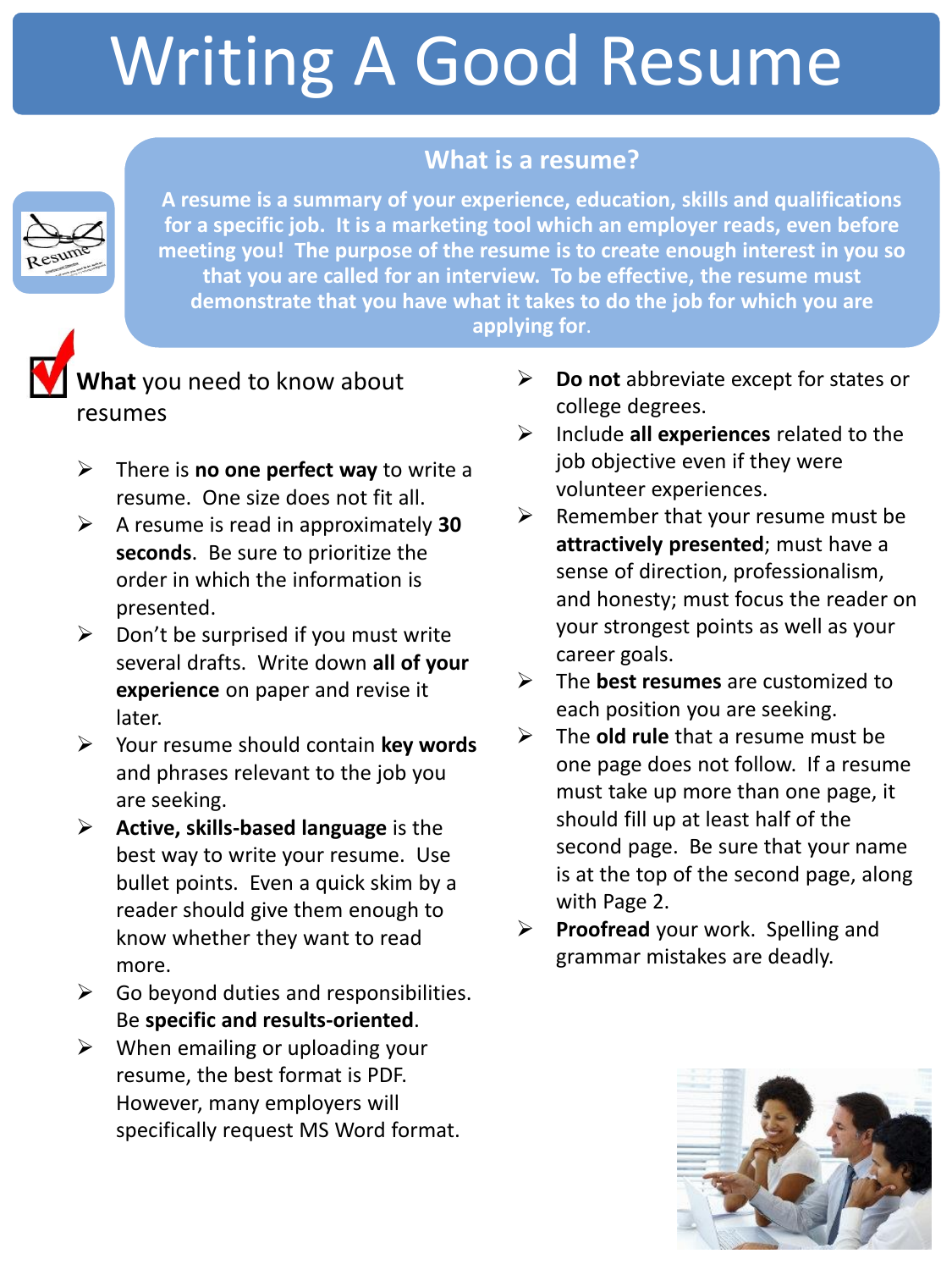# Writing A Good Resume

## What is a resume?

**A resume is a summary of your experience, education, skills and qualifications for a specific job. It is a marketing tool which an employer reads, even before meeting you! The purpose of the resume is to create enough interest in you so that you are called for an interview. To be effective, the resume must demonstrate that you have what it takes to do the job for which you are applying for.**

## **What** you need to know about resumes

- There is **no one perfect way** to write a resume. One size does not fit all.
- A resume is read in approximately **30 seconds**. Be sure to prioritize the order in which the information is presented.
- Don't be surprised if you must write several drafts. Write down **all of your experience** on paper and revise it later.
- Your resume should contain **key words** and phrases relevant to the job you are seeking.
- **Active, skills-based language** is the best way to write your resume. Use bullet points. Even a quick skim by a reader should give them enough to know whether they want to read more.
- Go beyond duties and responsibilities. Be **specific and results-oriented**.
- When emailing or uploading your resume, the best format is PDF. However, many employers will specifically request MS Word format.
- **Do not** abbreviate except for states or college degrees.
- Include **all experiences** related to the job objective even if they were volunteer experiences.
- Remember that your resume must be **attractively presented**; must have a sense of direction, professionalism, and honesty; must focus the reader on your strongest points as well as your career goals.
- The **best resumes** are customized to each position you are seeking.
- The **old rule** that a resume must be one page does not follow. If a resume must take up more than one page, it should fill up at least half of the second page. Be sure that your name is at the top of the second page, along with Page 2.
- **Proofread** your work. Spelling and grammar mistakes are deadly.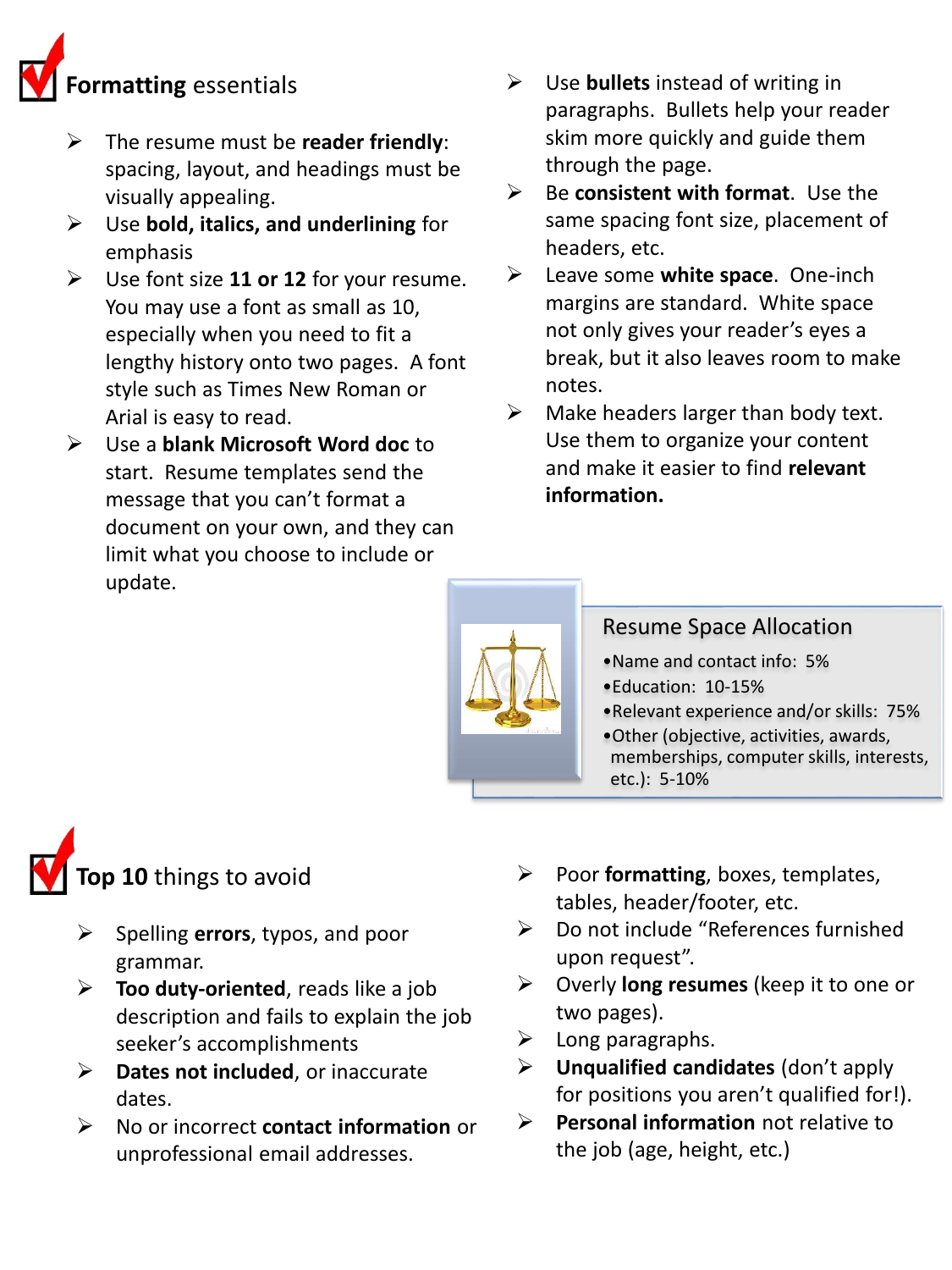## Formatting essentials

- The resume must be **reader friendly**: spacing, layout, and headings must be visually appealing.
- Use **bold, italics, and underlining** for emphasis
- Use font size **11 or 12** for your resume. You may use a font as small as 10, especially when you need to fit a lengthy history onto two pages. A font style such as Times New Roman or Arial is easy to read.
- Use a **blank Microsoft Word doc** to start. Resume templates send the message that you can't format a document on your own, and they can limit what you choose to include or update.
- Use **bullets** instead of writing in paragraphs. Bullets help your reader skim more quickly and guide them through the page.
- Be **consistent with format**. Use the same spacing font size, placement of headers, etc.
- Leave some **white space**. One-inch margins are standard. White space not only gives your reader's eyes a break, but it also leaves room to make notes.
- Make headers larger than body text. Use them to organize your content and make it easier to find **relevant information.**

### Resume Space Allocation

- Name and contact info: 5%
- Education: 10-15%
- Relevant experience and/or skills: 75%
- Other (objective, activities, awards, memberships, computer skills, interests, etc.): 5-10%

## Top 10 things to avoid

- Spelling **errors**, typos, and poor grammar.
- **Too duty-oriented**, reads like a job description and fails to explain the job seeker's accomplishments
- **Dates not included**, or inaccurate dates.
- No or incorrect **contact information** or unprofessional email addresses.
- Poor **formatting**, boxes, templates, tables, header/footer, etc.
- Do not include "References furnished upon request".
- Overly **long resumes** (keep it to one or two pages).
- Long paragraphs.
- **Unqualified candidates** (don't apply for positions you aren't qualified for!).
- **Personal information** not relative to the job (age, height, etc.)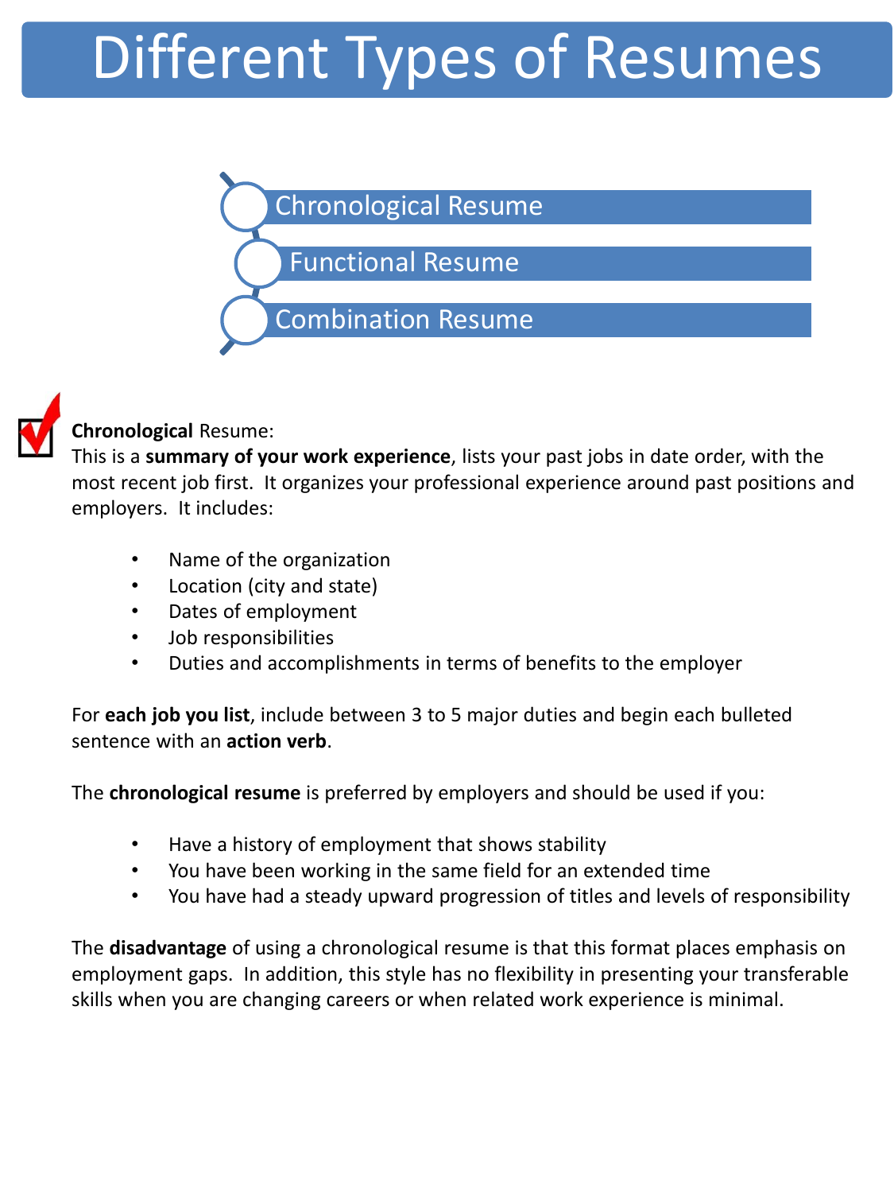# Different Types of Resumes

- Chronological Resume
- Functional Resume
- Combination Resume

**Chronological** Resume:
This is a **summary of your work experience**, lists your past jobs in date order, with the most recent job first. It organizes your professional experience around past positions and employers. It includes:

- Name of the organization
- Location (city and state)
- Dates of employment
- Job responsibilities
- Duties and accomplishments in terms of benefits to the employer

For **each job you list**, include between 3 to 5 major duties and begin each bulleted sentence with an **action verb**.

The **chronological resume** is preferred by employers and should be used if you:

- Have a history of employment that shows stability
- You have been working in the same field for an extended time
- You have had a steady upward progression of titles and levels of responsibility

The **disadvantage** of using a chronological resume is that this format places emphasis on employment gaps. In addition, this style has no flexibility in presenting your transferable skills when you are changing careers or when related work experience is minimal.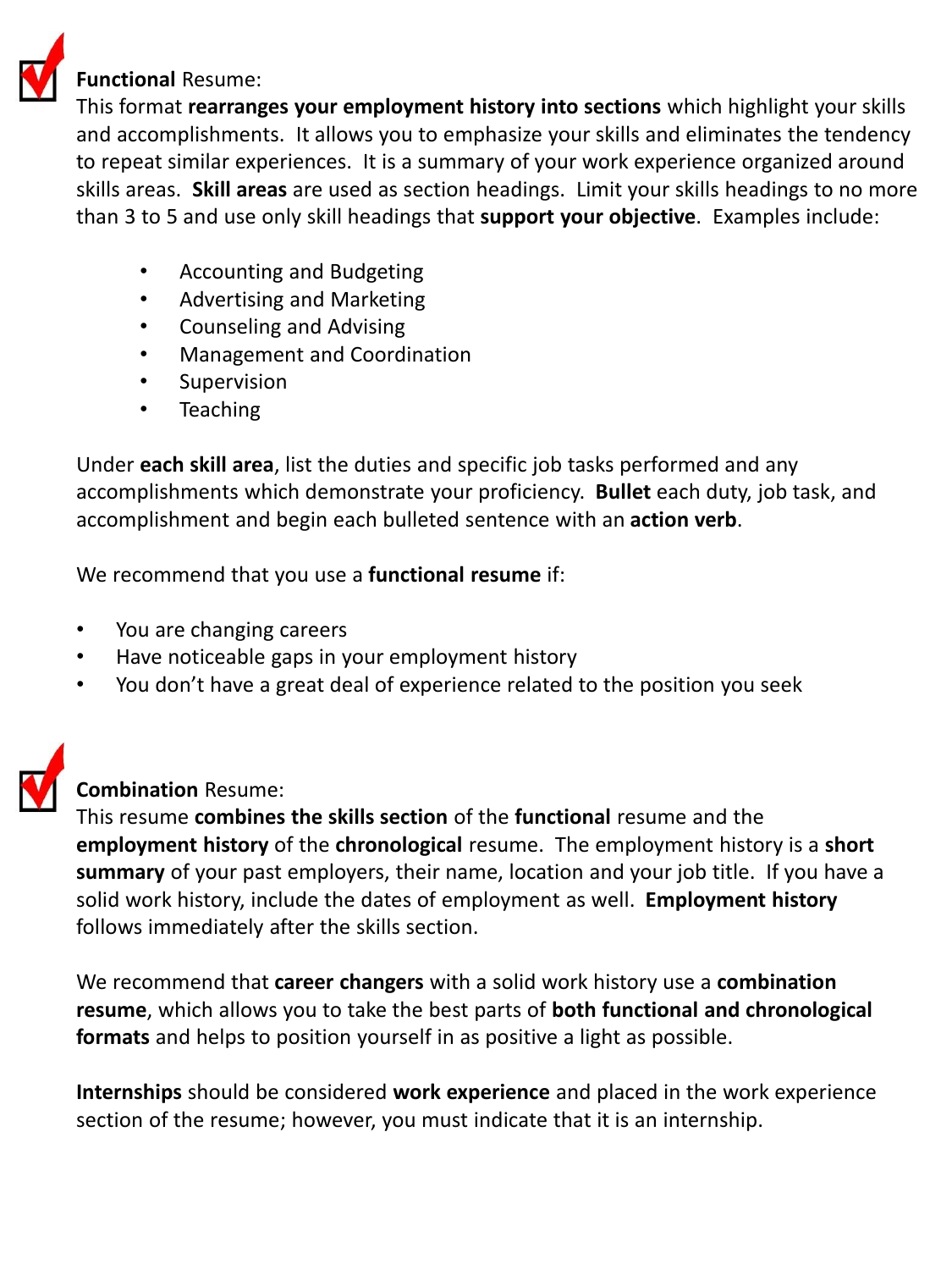**Functional** Resume:

This format **rearranges your employment history into sections** which highlight your skills and accomplishments. It allows you to emphasize your skills and eliminates the tendency to repeat similar experiences. It is a summary of your work experience organized around skills areas. **Skill areas** are used as section headings. Limit your skills headings to no more than 3 to 5 and use only skill headings that **support your objective**. Examples include:

- Accounting and Budgeting
- Advertising and Marketing
- Counseling and Advising
- Management and Coordination
- Supervision
- Teaching

Under **each skill area**, list the duties and specific job tasks performed and any accomplishments which demonstrate your proficiency. **Bullet** each duty, job task, and accomplishment and begin each bulleted sentence with an **action verb**.

We recommend that you use a **functional resume** if:

- You are changing careers
- Have noticeable gaps in your employment history
- You don't have a great deal of experience related to the position you seek

**Combination** Resume:

This resume **combines the skills section** of the **functional** resume and the **employment history** of the **chronological** resume. The employment history is a **short summary** of your past employers, their name, location and your job title. If you have a solid work history, include the dates of employment as well. **Employment history** follows immediately after the skills section.

We recommend that **career changers** with a solid work history use a **combination resume**, which allows you to take the best parts of **both functional and chronological formats** and helps to position yourself in as positive a light as possible.

**Internships** should be considered **work experience** and placed in the work experience section of the resume; however, you must indicate that it is an internship.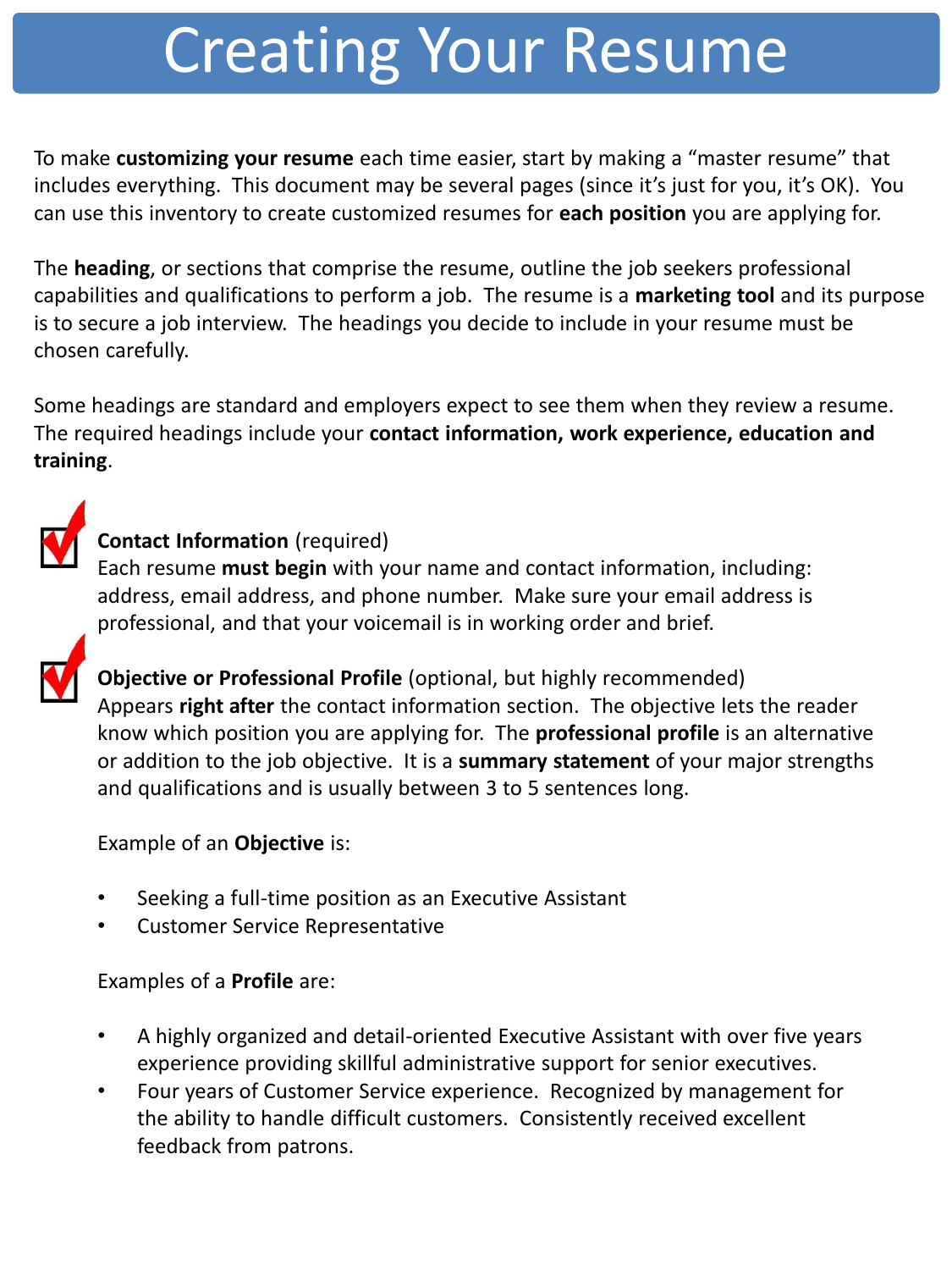# Creating Your Resume

To make **customizing your resume** each time easier, start by making a "master resume" that includes everything. This document may be several pages (since it's just for you, it's OK). You can use this inventory to create customized resumes for **each position** you are applying for.

The **heading**, or sections that comprise the resume, outline the job seekers professional capabilities and qualifications to perform a job. The resume is a **marketing tool** and its purpose is to secure a job interview. The headings you decide to include in your resume must be chosen carefully.

Some headings are standard and employers expect to see them when they review a resume. The required headings include your **contact information, work experience, education and training**.

**Contact Information** (required)
Each resume **must begin** with your name and contact information, including: address, email address, and phone number. Make sure your email address is professional, and that your voicemail is in working order and brief.

**Objective or Professional Profile** (optional, but highly recommended)
Appears **right after** the contact information section. The objective lets the reader know which position you are applying for. The **professional profile** is an alternative or addition to the job objective. It is a **summary statement** of your major strengths and qualifications and is usually between 3 to 5 sentences long.

Example of an **Objective** is:

- Seeking a full-time position as an Executive Assistant
- Customer Service Representative

Examples of a **Profile** are:

- A highly organized and detail-oriented Executive Assistant with over five years experience providing skillful administrative support for senior executives.
- Four years of Customer Service experience. Recognized by management for the ability to handle difficult customers. Consistently received excellent feedback from patrons.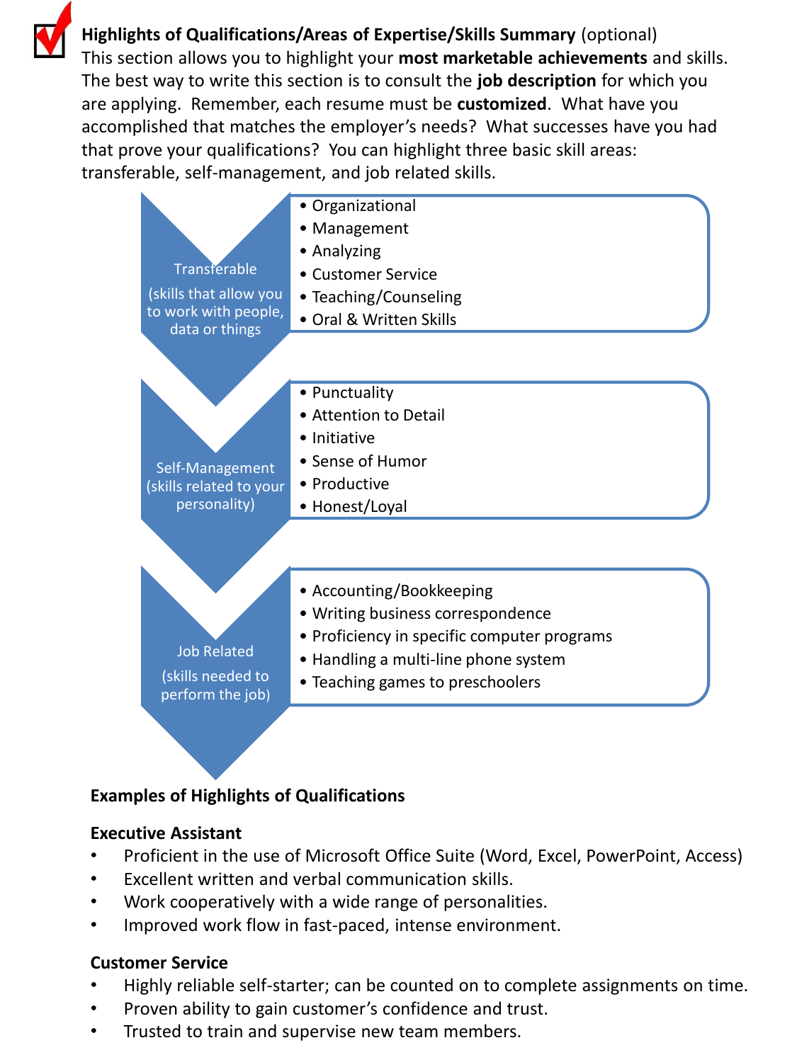**Highlights of Qualifications/Areas of Expertise/Skills Summary** (optional)
This section allows you to highlight your **most marketable achievements** and skills. The best way to write this section is to consult the **job description** for which you are applying. Remember, each resume must be **customized**. What have you accomplished that matches the employer's needs? What successes have you had that prove your qualifications? You can highlight three basic skill areas: transferable, self-management, and job related skills.

**Transferable** (skills that allow you to work with people, data or things)

- Organizational
- Management
- Analyzing
- Customer Service
- Teaching/Counseling
- Oral & Written Skills

**Self-Management** (skills related to your personality)

- Punctuality
- Attention to Detail
- Initiative
- Sense of Humor
- Productive
- Honest/Loyal

**Job Related** (skills needed to perform the job)

- Accounting/Bookkeeping
- Writing business correspondence
- Proficiency in specific computer programs
- Handling a multi-line phone system
- Teaching games to preschoolers

**Examples of Highlights of Qualifications**

**Executive Assistant**

- Proficient in the use of Microsoft Office Suite (Word, Excel, PowerPoint, Access)
- Excellent written and verbal communication skills.
- Work cooperatively with a wide range of personalities.
- Improved work flow in fast-paced, intense environment.

**Customer Service**

- Highly reliable self-starter; can be counted on to complete assignments on time.
- Proven ability to gain customer's confidence and trust.
- Trusted to train and supervise new team members.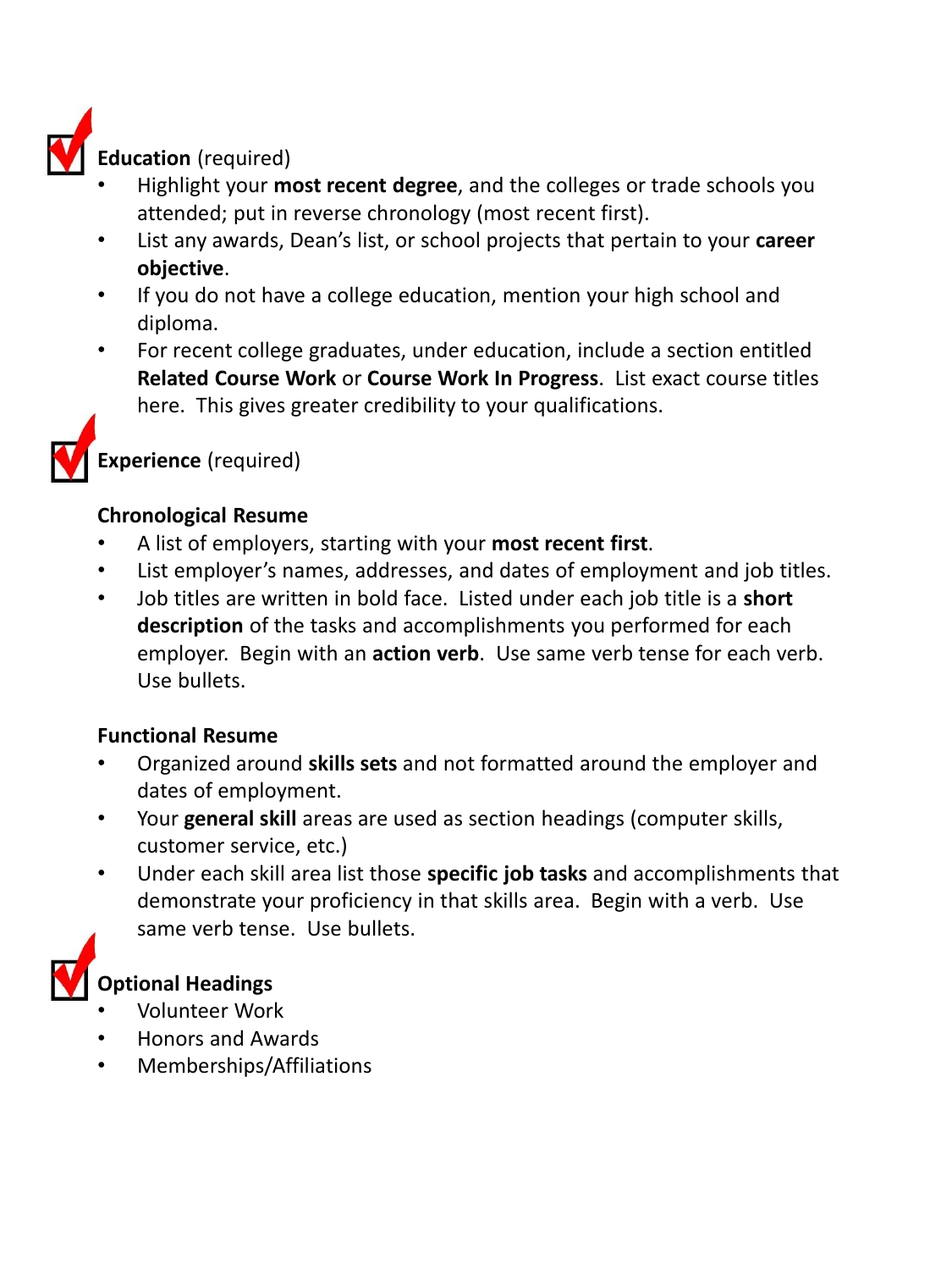**Education** (required)

- Highlight your **most recent degree**, and the colleges or trade schools you attended; put in reverse chronology (most recent first).
- List any awards, Dean's list, or school projects that pertain to your **career objective**.
- If you do not have a college education, mention your high school and diploma.
- For recent college graduates, under education, include a section entitled **Related Course Work** or **Course Work In Progress**. List exact course titles here. This gives greater credibility to your qualifications.

**Experience** (required)

**Chronological Resume**

- A list of employers, starting with your **most recent first**.
- List employer's names, addresses, and dates of employment and job titles.
- Job titles are written in bold face. Listed under each job title is a **short description** of the tasks and accomplishments you performed for each employer. Begin with an **action verb**. Use same verb tense for each verb. Use bullets.

**Functional Resume**

- Organized around **skills sets** and not formatted around the employer and dates of employment.
- Your **general skill** areas are used as section headings (computer skills, customer service, etc.)
- Under each skill area list those **specific job tasks** and accomplishments that demonstrate your proficiency in that skills area. Begin with a verb. Use same verb tense. Use bullets.

**Optional Headings**

- Volunteer Work
- Honors and Awards
- Memberships/Affiliations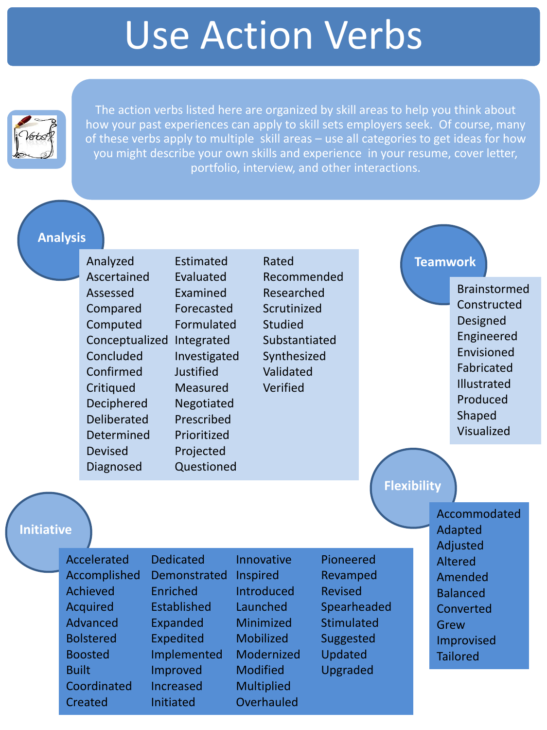# Use Action Verbs

The action verbs listed here are organized by skill areas to help you think about how your past experiences can apply to skill sets employers seek. Of course, many of these verbs apply to multiple skill areas – use all categories to get ideas for how you might describe your own skills and experience in your resume, cover letter, portfolio, interview, and other interactions.

## Analysis

- Analyzed
- Ascertained
- Assessed
- Compared
- Computed
- Conceptualized
- Concluded
- Confirmed
- Critiqued
- Deciphered
- Deliberated
- Determined
- Devised
- Diagnosed
- Estimated
- Evaluated
- Examined
- Forecasted
- Formulated
- Integrated
- Investigated
- Justified
- Measured
- Negotiated
- Prescribed
- Prioritized
- Projected
- Questioned
- Rated
- Recommended
- Researched
- Scrutinized
- Studied
- Substantiated
- Synthesized
- Validated
- Verified

## Teamwork

- Brainstormed
- Constructed
- Designed
- Engineered
- Envisioned
- Fabricated
- Illustrated
- Produced
- Shaped
- Visualized

## Flexibility

- Accommodated
- Adapted
- Adjusted
- Altered
- Amended
- Balanced
- Converted
- Grew
- Improvised
- Tailored

## Initiative

- Accelerated
- Accomplished
- Achieved
- Acquired
- Advanced
- Bolstered
- Boosted
- Built
- Coordinated
- Created
- Dedicated
- Demonstrated
- Enriched
- Established
- Expanded
- Expedited
- Implemented
- Improved
- Increased
- Initiated
- Innovative
- Inspired
- Introduced
- Launched
- Minimized
- Mobilized
- Modernized
- Modified
- Multiplied
- Overhauled
- Pioneered
- Revamped
- Revised
- Spearheaded
- Stimulated
- Suggested
- Updated
- Upgraded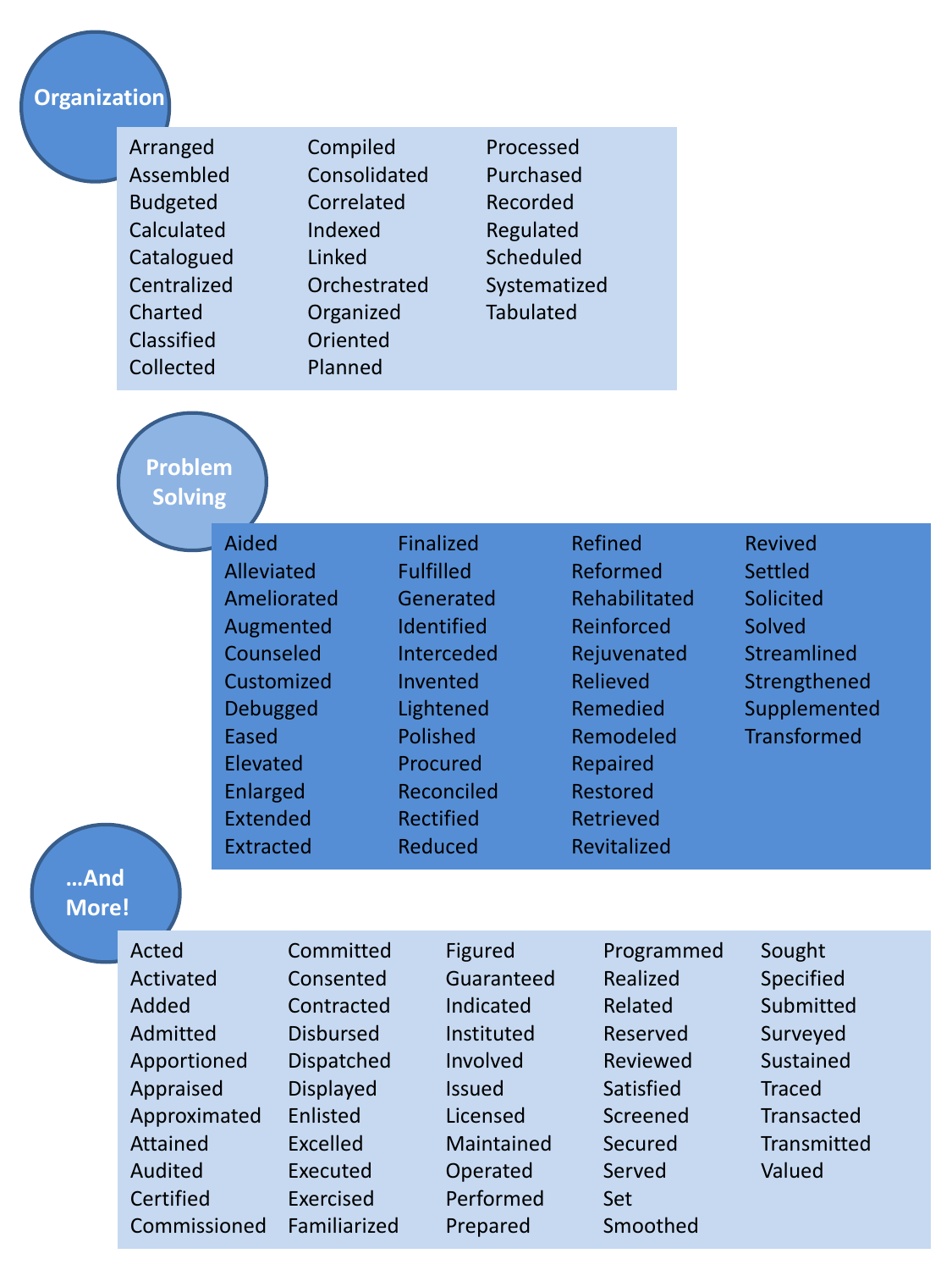## Organization

Arranged
Assembled
Budgeted
Calculated
Catalogued
Centralized
Charted
Classified
Collected
Compiled
Consolidated
Correlated
Indexed
Linked
Orchestrated
Organized
Oriented
Planned
Processed
Purchased
Recorded
Regulated
Scheduled
Systematized
Tabulated

## Problem Solving

Aided
Alleviated
Ameliorated
Augmented
Counseled
Customized
Debugged
Eased
Elevated
Enlarged
Extended
Extracted
Finalized
Fulfilled
Generated
Identified
Interceded
Invented
Lightened
Polished
Procured
Reconciled
Rectified
Reduced
Refined
Reformed
Rehabilitated
Reinforced
Rejuvenated
Relieved
Remedied
Remodeled
Repaired
Restored
Retrieved
Revitalized
Revived
Settled
Solicited
Solved
Streamlined
Strengthened
Supplemented
Transformed

## …And More!

Acted
Activated
Added
Admitted
Apportioned
Appraised
Approximated
Attained
Audited
Certified
Commissioned
Committed
Consented
Contracted
Disbursed
Dispatched
Displayed
Enlisted
Excelled
Executed
Exercised
Familiarized
Figured
Guaranteed
Indicated
Instituted
Involved
Issued
Licensed
Maintained
Operated
Performed
Prepared
Programmed
Realized
Related
Reserved
Reviewed
Satisfied
Screened
Secured
Served
Set
Smoothed
Sought
Specified
Submitted
Surveyed
Sustained
Traced
Transacted
Transmitted
Valued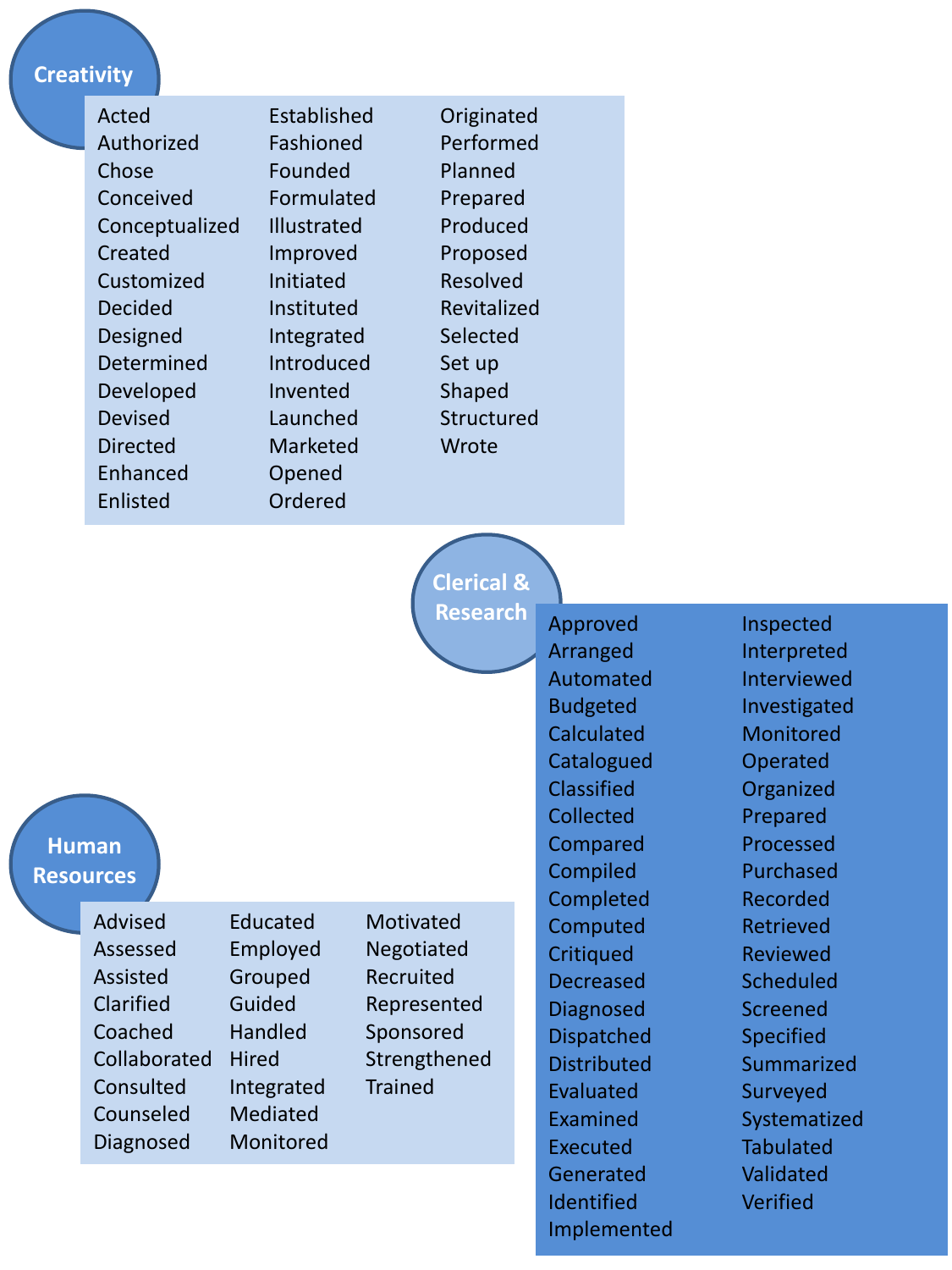## Creativity

- Acted
- Authorized
- Chose
- Conceived
- Conceptualized
- Created
- Customized
- Decided
- Designed
- Determined
- Developed
- Devised
- Directed
- Enhanced
- Enlisted
- Established
- Fashioned
- Founded
- Formulated
- Illustrated
- Improved
- Initiated
- Instituted
- Integrated
- Introduced
- Invented
- Launched
- Marketed
- Opened
- Ordered
- Originated
- Performed
- Planned
- Prepared
- Produced
- Proposed
- Resolved
- Revitalized
- Selected
- Set up
- Shaped
- Structured
- Wrote

## Clerical & Research

- Approved
- Arranged
- Automated
- Budgeted
- Calculated
- Catalogued
- Classified
- Collected
- Compared
- Compiled
- Completed
- Computed
- Critiqued
- Decreased
- Diagnosed
- Dispatched
- Distributed
- Evaluated
- Examined
- Executed
- Generated
- Identified
- Implemented
- Inspected
- Interpreted
- Interviewed
- Investigated
- Monitored
- Operated
- Organized
- Prepared
- Processed
- Purchased
- Recorded
- Retrieved
- Reviewed
- Scheduled
- Screened
- Specified
- Summarized
- Surveyed
- Systematized
- Tabulated
- Validated
- Verified

## Human Resources

- Advised
- Assessed
- Assisted
- Clarified
- Coached
- Collaborated
- Consulted
- Counseled
- Diagnosed
- Educated
- Employed
- Grouped
- Guided
- Handled
- Hired
- Integrated
- Mediated
- Monitored
- Motivated
- Negotiated
- Recruited
- Represented
- Sponsored
- Strengthened
- Trained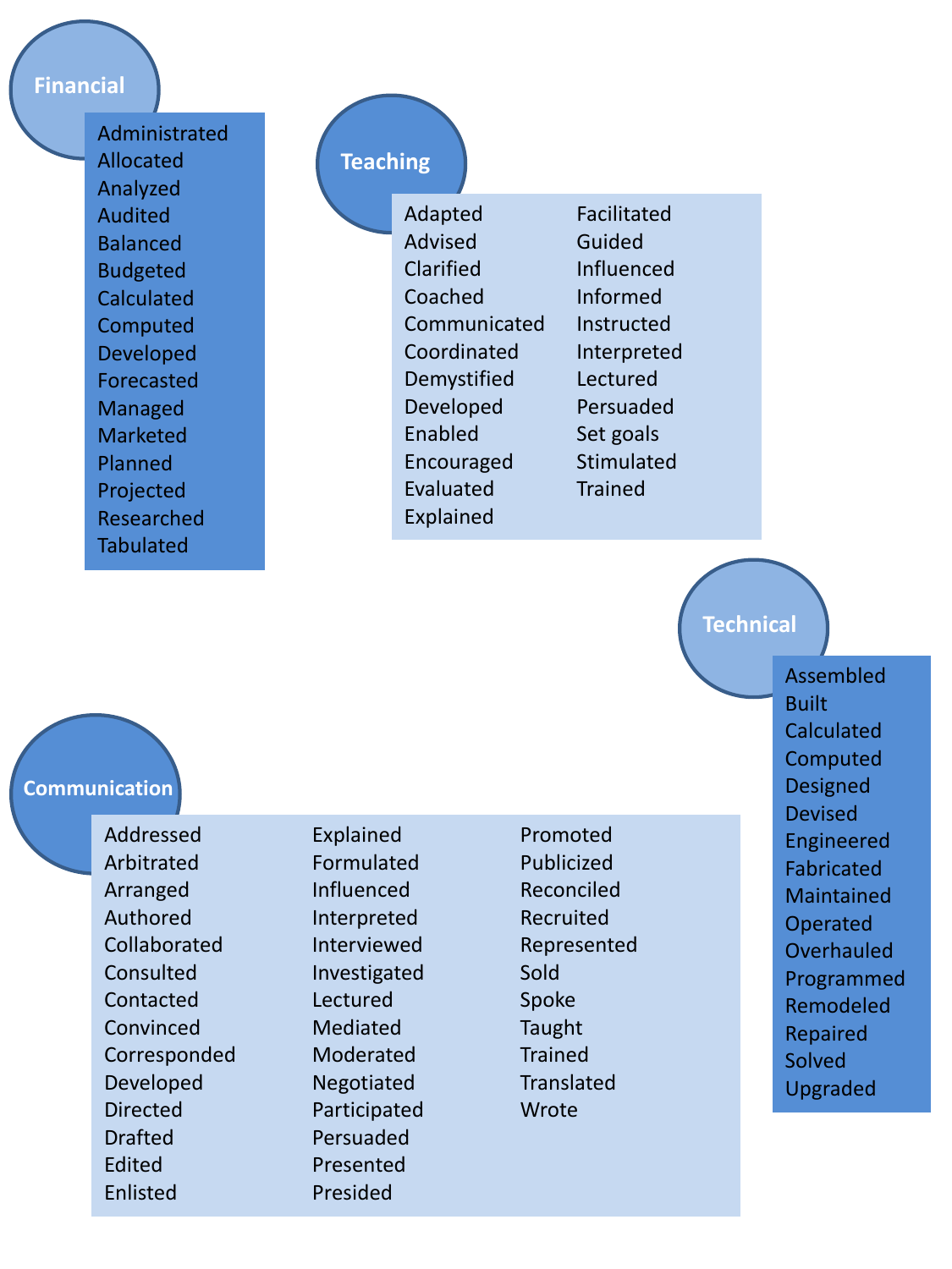## Financial

- Administrated
- Allocated
- Analyzed
- Audited
- Balanced
- Budgeted
- Calculated
- Computed
- Developed
- Forecasted
- Managed
- Marketed
- Planned
- Projected
- Researched
- Tabulated

## Teaching

- Adapted
- Advised
- Clarified
- Coached
- Communicated
- Coordinated
- Demystified
- Developed
- Enabled
- Encouraged
- Evaluated
- Explained
- Facilitated
- Guided
- Influenced
- Informed
- Instructed
- Interpreted
- Lectured
- Persuaded
- Set goals
- Stimulated
- Trained

## Technical

- Assembled
- Built
- Calculated
- Computed
- Designed
- Devised
- Engineered
- Fabricated
- Maintained
- Operated
- Overhauled
- Programmed
- Remodeled
- Repaired
- Solved
- Upgraded

## Communication

- Addressed
- Arbitrated
- Arranged
- Authored
- Collaborated
- Consulted
- Contacted
- Convinced
- Corresponded
- Developed
- Directed
- Drafted
- Edited
- Enlisted
- Explained
- Formulated
- Influenced
- Interpreted
- Interviewed
- Investigated
- Lectured
- Mediated
- Moderated
- Negotiated
- Participated
- Persuaded
- Presented
- Presided
- Promoted
- Publicized
- Reconciled
- Recruited
- Represented
- Sold
- Spoke
- Taught
- Trained
- Translated
- Wrote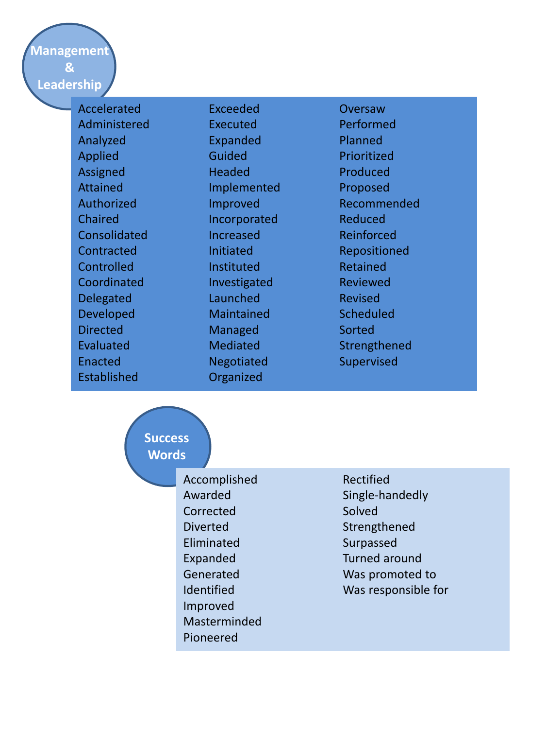## Management & Leadership

Accelerated
Administered
Analyzed
Applied
Assigned
Attained
Authorized
Chaired
Consolidated
Contracted
Controlled
Coordinated
Delegated
Developed
Directed
Evaluated
Enacted
Established
Exceeded
Executed
Expanded
Guided
Headed
Implemented
Improved
Incorporated
Increased
Initiated
Instituted
Investigated
Launched
Maintained
Managed
Mediated
Negotiated
Organized
Oversaw
Performed
Planned
Prioritized
Produced
Proposed
Recommended
Reduced
Reinforced
Repositioned
Retained
Reviewed
Revised
Scheduled
Sorted
Strengthened
Supervised

## Success Words

Accomplished
Awarded
Corrected
Diverted
Eliminated
Expanded
Generated
Identified
Improved
Masterminded
Pioneered
Rectified
Single-handedly
Solved
Strengthened
Surpassed
Turned around
Was promoted to
Was responsible for